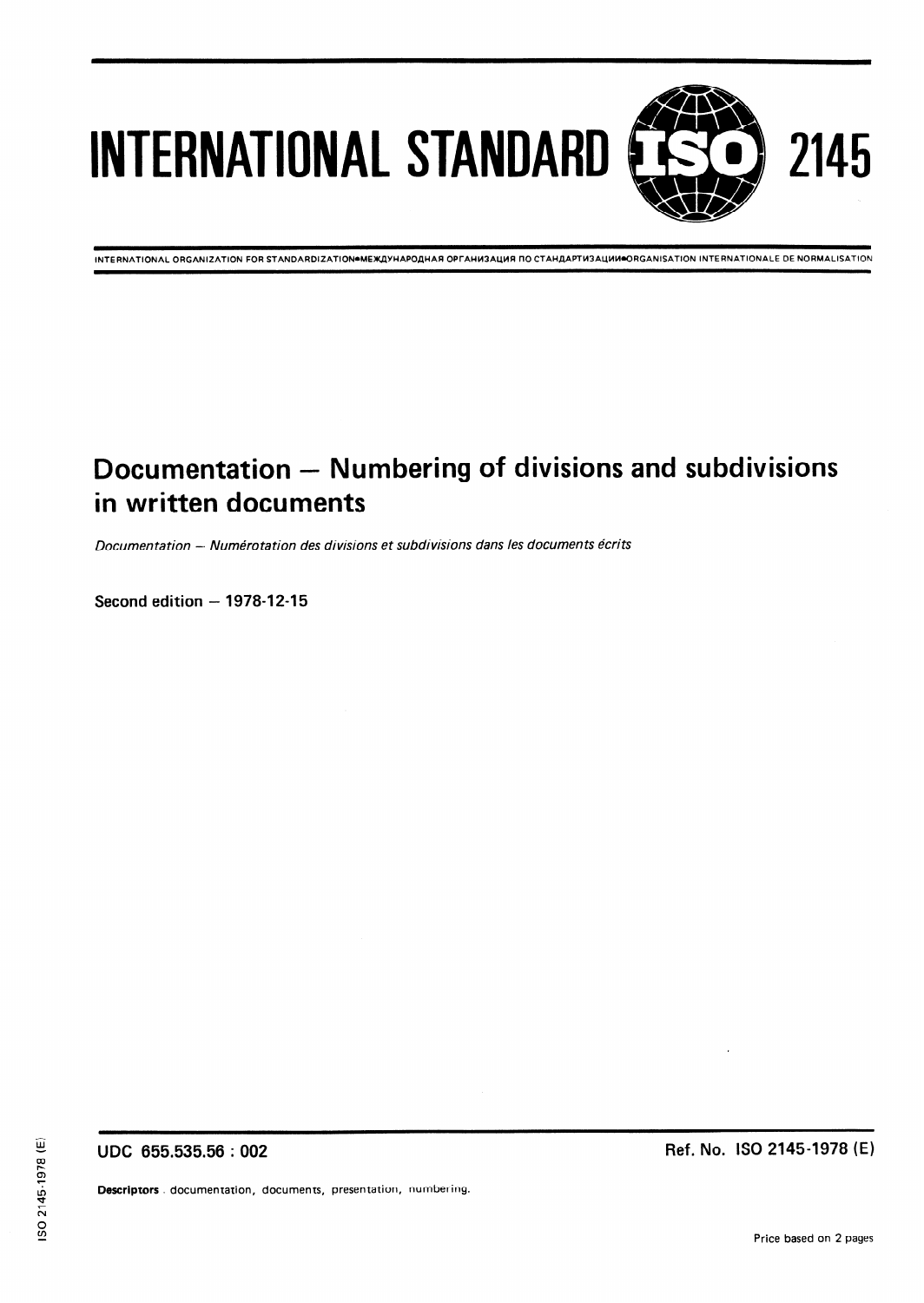# INTERNATIONAL STANDARD ISO 2145

INTERNATIONAL ORGANIZATION FOR STANDARDIZATION•МЕЖДУНАРОДНАЯ ОРГАНИЗАЦИЯ ПО СТАНДАРТИЗАЦИИ•ORGANISATION INTERNATIONALE DE NORMALISATION

## Documentation — Numbering of divisions and subdivisions in written documents

*Documentation — Numérotation des divisions et subdivisions dans les documents écrits*

**Second edition — 1978-12-15**

**UDC 655.535.56 : 002**

**Ref. No. ISO 2145-1978 (E)**

**Descriptors** : documentation, documents, presentation, numbering.

Price based on 2 pages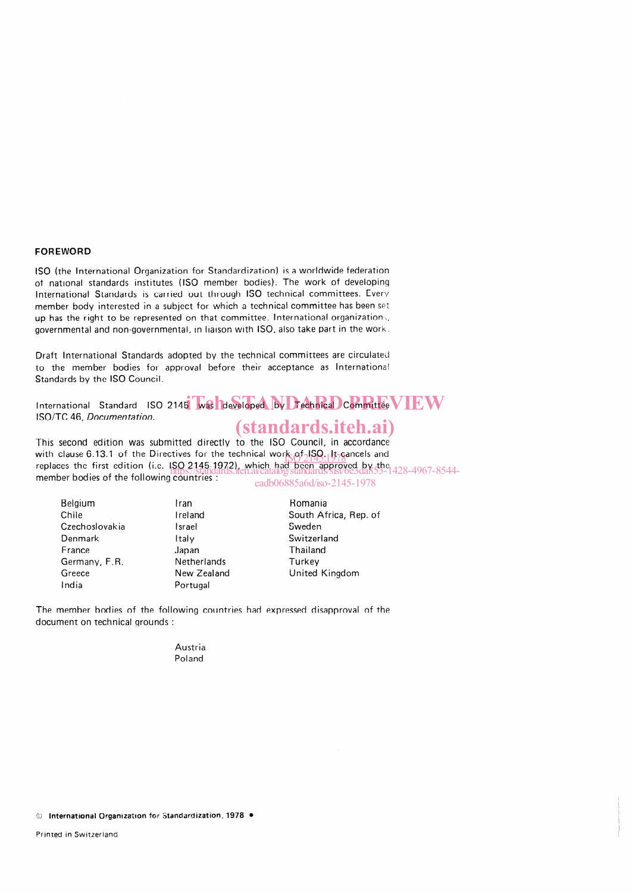## FOREWORD

ISO (the International Organization for Standardization) is a worldwide federation of national standards institutes (ISO member bodies). The work of developing International Standards is carried out through ISO technical committees. Every member body interested in a subject for which a technical committee has been set up has the right to be represented on that committee. International organizations, governmental and non-governmental, in liaison with ISO, also take part in the work.

Draft International Standards adopted by the technical committees are circulated to the member bodies for approval before their acceptance as International Standards by the ISO Council.

International Standard ISO 2145 was developed by Technical Committee ISO/TC 46, *Documentation*.

This second edition was submitted directly to the ISO Council, in accordance with clause 6.13.1 of the Directives for the technical work of ISO. It cancels and replaces the first edition (i.e. ISO 2145-1972), which had been approved by the member bodies of the following countries :

| | | |
|---|---|---|
| Belgium | Iran | Romania |
| Chile | Ireland | South Africa, Rep. of |
| Czechoslovakia | Israel | Sweden |
| Denmark | Italy | Switzerland |
| France | Japan | Thailand |
| Germany, F.R. | Netherlands | Turkey |
| Greece | New Zealand | United Kingdom |
| India | Portugal | |

The member bodies of the following countries had expressed disapproval of the document on technical grounds :

Austria
Poland

© International Organization for Standardization, 1978 •

Printed in Switzerland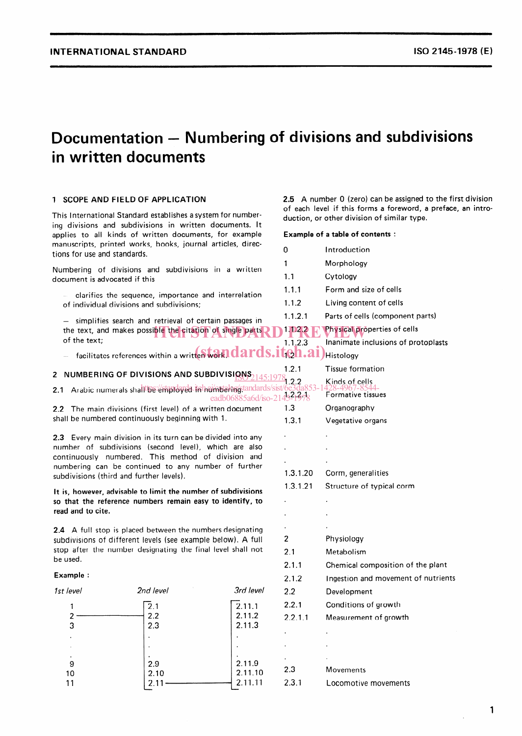INTERNATIONAL STANDARD ISO 2145-1978 (E)

# Documentation — Numbering of divisions and subdivisions in written documents

## 1 SCOPE AND FIELD OF APPLICATION

This International Standard establishes a system for numbering divisions and subdivisions in written documents. It applies to all kinds of written documents, for example manuscripts, printed works, books, journal articles, directions for use and standards.

Numbering of divisions and subdivisions in a written document is advocated if this

- clarifies the sequence, importance and interrelation of individual divisions and subdivisions;
- simplifies search and retrieval of certain passages in the text, and makes possible the citation of single parts of the text;
- facilitates references within a written work.

## 2 NUMBERING OF DIVISIONS AND SUBDIVISIONS

**2.1** Arabic numerals shall be employed in numbering.

**2.2** The main divisions (first level) of a written document shall be numbered continuously beginning with 1.

**2.3** Every main division in its turn can be divided into any number of subdivisions (second level), which are also continuously numbered. This method of division and numbering can be continued to any number of further subdivisions (third and further levels).

**It is, however, advisable to limit the number of subdivisions so that the reference numbers remain easy to identify, to read and to cite.**

**2.4** A full stop is placed between the numbers designating subdivisions of different levels (see example below). A full stop after the number designating the final level shall not be used.

**Example :**

| *1st level* | *2nd level* | *3rd level* |
|---|---|---|
| 1 | 2.1 | 2.11.1 |
| 2 | 2.2 | 2.11.2 |
| 3 | 2.3 | 2.11.3 |
| . | . | . |
| . | . | . |
| . | . | . |
| 9 | 2.9 | 2.11.9 |
| 10 | 2.10 | 2.11.10 |
| 11 | 2.11 | 2.11.11 |

**2.5** A number 0 (zero) can be assigned to the first division of each level if this forms a foreword, a preface, an introduction, or other division of similar type.

**Example of a table of contents :**

| | |
|---|---|
| 0 | Introduction |
| 1 | Morphology |
| 1.1 | Cytology |
| 1.1.1 | Form and size of cells |
| 1.1.2 | Living content of cells |
| 1.1.2.1 | Parts of cells (component parts) |
| 1.1.2.2 | Physical properties of cells |
| 1.1.2.3 | Inanimate inclusions of protoplasts |
| 1.2 | Histology |
| 1.2.1 | Tissue formation |
| 1.2.2 | Kinds of cells |
| 1.2.2.1 | Formative tissues |
| 1.3 | Organography |
| 1.3.1 | Vegetative organs |
| . | . |
| . | . |
| . | . |
| 1.3.1.20 | Corm, generalities |
| 1.3.1.21 | Structure of typical corm |
| . | . |
| . | . |
| . | . |
| 2 | Physiology |
| 2.1 | Metabolism |
| 2.1.1 | Chemical composition of the plant |
| 2.1.2 | Ingestion and movement of nutrients |
| 2.2 | Development |
| 2.2.1 | Conditions of growth |
| 2.2.1.1 | Measurement of growth |
| . | . |
| . | . |
| . | . |
| 2.3 | Movements |
| 2.3.1 | Locomotive movements |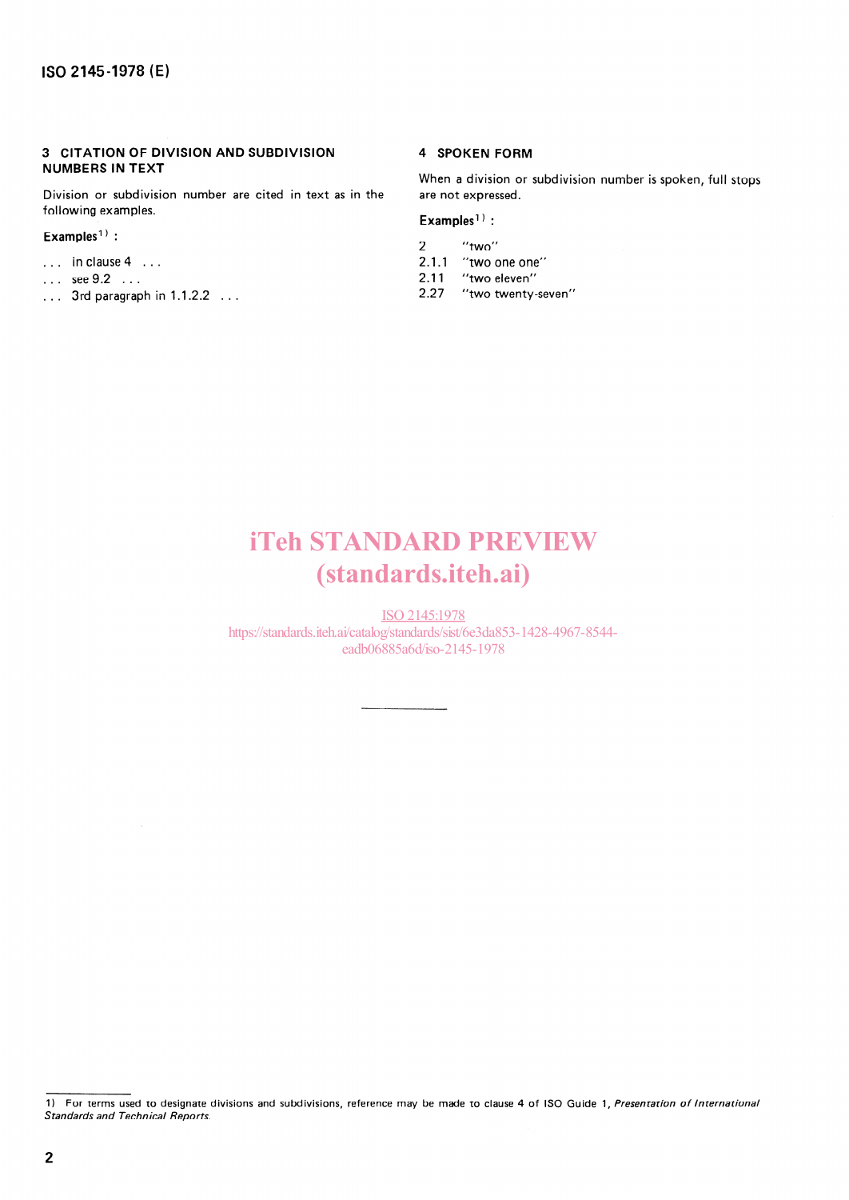## 3 CITATION OF DIVISION AND SUBDIVISION NUMBERS IN TEXT

Division or subdivision number are cited in text as in the following examples.

**Examples**[1] **:**

. . . in clause 4 . . .
. . . see 9.2 . . .
. . . 3rd paragraph in 1.1.2.2 . . .

## 4 SPOKEN FORM

When a division or subdivision number is spoken, full stops are not expressed.

**Examples**[1] **:**

| | |
|---|---|
| 2 | "two" |
| 2.1.1 | "two one one" |
| 2.11 | "two eleven" |
| 2.27 | "two twenty-seven" |

iTeh STANDARD PREVIEW
(standards.iteh.ai)

ISO 2145:1978
https://standards.iteh.ai/catalog/standards/sist/6e3da853-1428-4967-8544-eadb06885a6d/iso-2145-1978

---

1) For terms used to designate divisions and subdivisions, reference may be made to clause 4 of ISO Guide 1, *Presentation of International Standards and Technical Reports.*